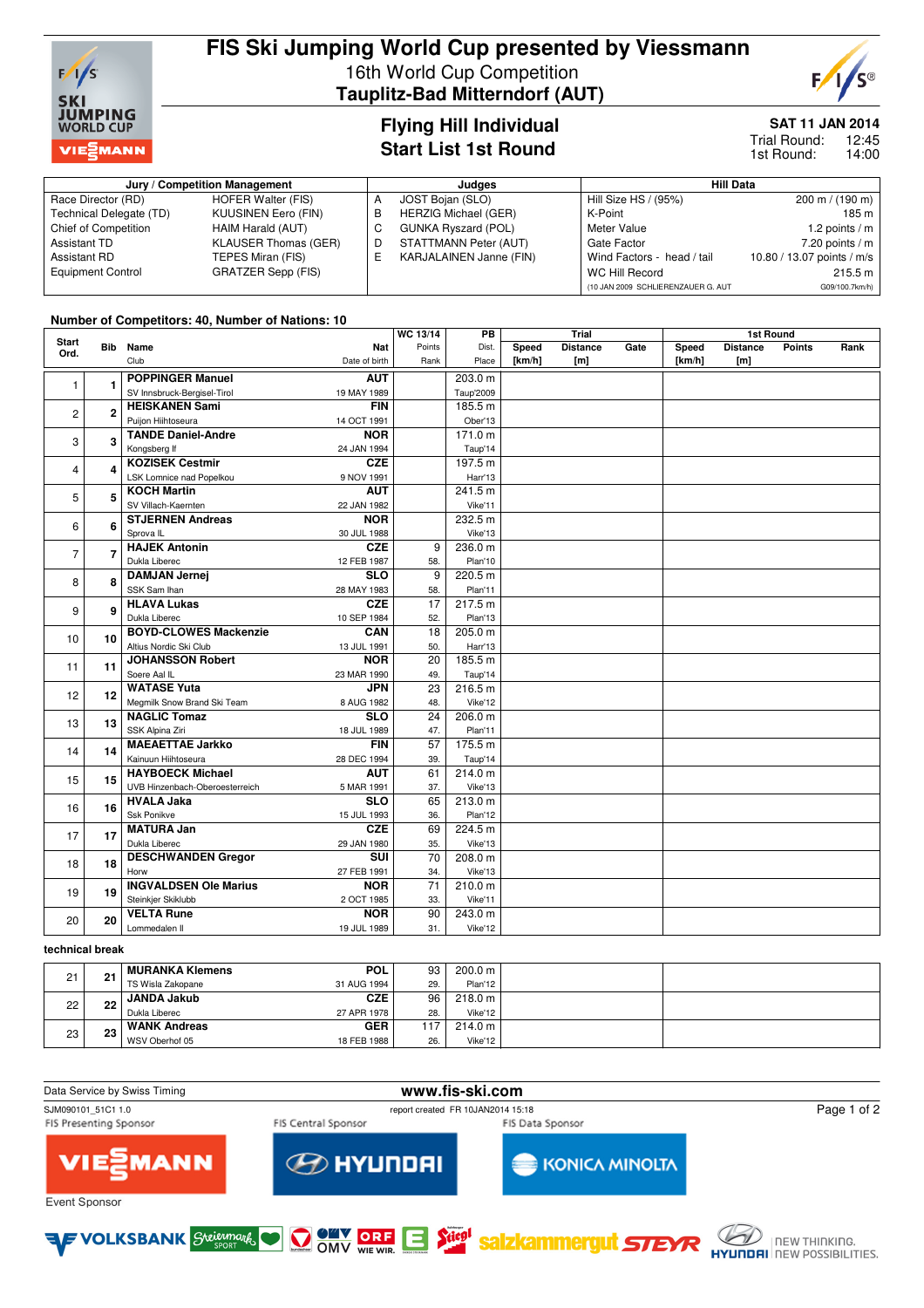# FIS Ski Jumping World Cup presented by Viessmann

16th World Cup Competition

**Tauplitz-Bad Mitterndorf (AUT)**

## Flying Hill Individual
## Start List 1st Round

**SAT 11 JAN 2014**

Trial Round: 12:45

1st Round: 14:00

| Jury / Competition Management | | Judges | | Hill Data | |
|---|---|---|---|---|---|
| Race Director (RD) | HOFER Walter (FIS) | A | JOST Bojan (SLO) | Hill Size HS / (95%) | 200 m / (190 m) |
| Technical Delegate (TD) | KUUSINEN Eero (FIN) | B | HERZIG Michael (GER) | K-Point | 185 m |
| Chief of Competition | HAIM Harald (AUT) | C | GUNKA Ryszard (POL) | Meter Value | 1.2 points / m |
| Assistant TD | KLAUSER Thomas (GER) | D | STATTMANN Peter (AUT) | Gate Factor | 7.20 points / m |
| Assistant RD | TEPES Miran (FIS) | E | KARJALAINEN Janne (FIN) | Wind Factors - head / tail | 10.80 / 13.07 points / m/s |
| Equipment Control | GRATZER Sepp (FIS) | | | WC Hill Record | 215.5 m |
| | | | | (10 JAN 2009 SCHLIERENZAUER G. AUT | G09/100.7km/h) |

**Number of Competitors: 40, Number of Nations: 10**

| Start Ord. | Bib | Name / Club | Nat / Date of birth | WC 13/14 Points / Rank | PB Dist. / Place | Trial Speed [km/h] | Trial Distance [m] | Trial Gate | 1st Round Speed [km/h] | 1st Round Distance [m] | 1st Round Points | 1st Round Rank |
|---|---|---|---|---|---|---|---|---|---|---|---|---|
| 1 | 1 | **POPPINGER Manuel** SV Innsbruck-Bergisel-Tirol | **AUT** 19 MAY 1989 | | 203.0 m Taup'2009 | | | | | | | |
| 2 | 2 | **HEISKANEN Sami** Puijon Hiihtoseura | **FIN** 14 OCT 1991 | | 185.5 m Ober'13 | | | | | | | |
| 3 | 3 | **TANDE Daniel-Andre** Kongsberg If | **NOR** 24 JAN 1994 | | 171.0 m Taup'14 | | | | | | | |
| 4 | 4 | **KOZISEK Cestmir** LSK Lomnice nad Popelkou | **CZE** 9 NOV 1991 | | 197.5 m Harr'13 | | | | | | | |
| 5 | 5 | **KOCH Martin** SV Villach-Kaernten | **AUT** 22 JAN 1982 | | 241.5 m Vike'11 | | | | | | | |
| 6 | 6 | **STJERNEN Andreas** Sprova IL | **NOR** 30 JUL 1988 | | 232.5 m Vike'13 | | | | | | | |
| 7 | 7 | **HAJEK Antonin** Dukla Liberec | **CZE** 12 FEB 1987 | 9 58. | 236.0 m Plan'10 | | | | | | | |
| 8 | 8 | **DAMJAN Jernej** SSK Sam Ihan | **SLO** 28 MAY 1983 | 9 58. | 220.5 m Plan'11 | | | | | | | |
| 9 | 9 | **HLAVA Lukas** Dukla Liberec | **CZE** 10 SEP 1984 | 17 52. | 217.5 m Plan'13 | | | | | | | |
| 10 | 10 | **BOYD-CLOWES Mackenzie** Altius Nordic Ski Club | **CAN** 13 JUL 1991 | 18 50. | 205.0 m Harr'13 | | | | | | | |
| 11 | 11 | **JOHANSSON Robert** Soere Aal IL | **NOR** 23 MAR 1990 | 20 49. | 185.5 m Taup'14 | | | | | | | |
| 12 | 12 | **WATASE Yuta** Megmilk Snow Brand Ski Team | **JPN** 8 AUG 1982 | 23 48. | 216.5 m Vike'12 | | | | | | | |
| 13 | 13 | **NAGLIC Tomaz** SSK Alpina Ziri | **SLO** 18 JUL 1989 | 24 47. | 206.0 m Plan'11 | | | | | | | |
| 14 | 14 | **MAEAETTAE Jarkko** Kainuun Hiihtoseura | **FIN** 28 DEC 1994 | 57 39. | 175.5 m Taup'14 | | | | | | | |
| 15 | 15 | **HAYBOECK Michael** UVB Hinzenbach-Oberoesterreich | **AUT** 5 MAR 1991 | 61 37. | 214.0 m Vike'13 | | | | | | | |
| 16 | 16 | **HVALA Jaka** Ssk Ponikve | **SLO** 15 JUL 1993 | 65 36. | 213.0 m Plan'12 | | | | | | | |
| 17 | 17 | **MATURA Jan** Dukla Liberec | **CZE** 29 JAN 1980 | 69 35. | 224.5 m Vike'13 | | | | | | | |
| 18 | 18 | **DESCHWANDEN Gregor** Horw | **SUI** 27 FEB 1991 | 70 34. | 208.0 m Vike'13 | | | | | | | |
| 19 | 19 | **INGVALDSEN Ole Marius** Steinkjer Skiklubb | **NOR** 2 OCT 1985 | 71 33. | 210.0 m Vike'11 | | | | | | | |
| 20 | 20 | **VELTA Rune** Lommedalen Il | **NOR** 19 JUL 1989 | 90 31. | 243.0 m Vike'12 | | | | | | | |

**technical break**

| Start Ord. | Bib | Name / Club | Nat / Date of birth | WC 13/14 Points / Rank | PB Dist. / Place | Trial Speed [km/h] | Trial Distance [m] | Trial Gate | 1st Round Speed [km/h] | 1st Round Distance [m] | 1st Round Points | 1st Round Rank |
|---|---|---|---|---|---|---|---|---|---|---|---|---|
| 21 | 21 | **MURANKA Klemens** TS Wisla Zakopane | **POL** 31 AUG 1994 | 93 29. | 200.0 m Plan'12 | | | | | | | |
| 22 | 22 | **JANDA Jakub** Dukla Liberec | **CZE** 27 APR 1978 | 96 28. | 218.0 m Vike'12 | | | | | | | |
| 23 | 23 | **WANK Andreas** WSV Oberhof 05 | **GER** 18 FEB 1988 | 117 26. | 214.0 m Vike'12 | | | | | | | |

Data Service by Swiss Timing — www.fis-ski.com

SJM090101_51C1 1.0 — report created FR 10JAN2014 15:18

FIS Presenting Sponsor: VIESSMANN — FIS Central Sponsor: HYUNDAI — FIS Data Sponsor: KONICA MINOLTA

Event Sponsor: VOLKSBANK, Steiermark Sport, OMV, ORF, Stiegl, salzkammergut, STEYR, HYUNDAI NEW THINKING. NEW POSSIBILITIES.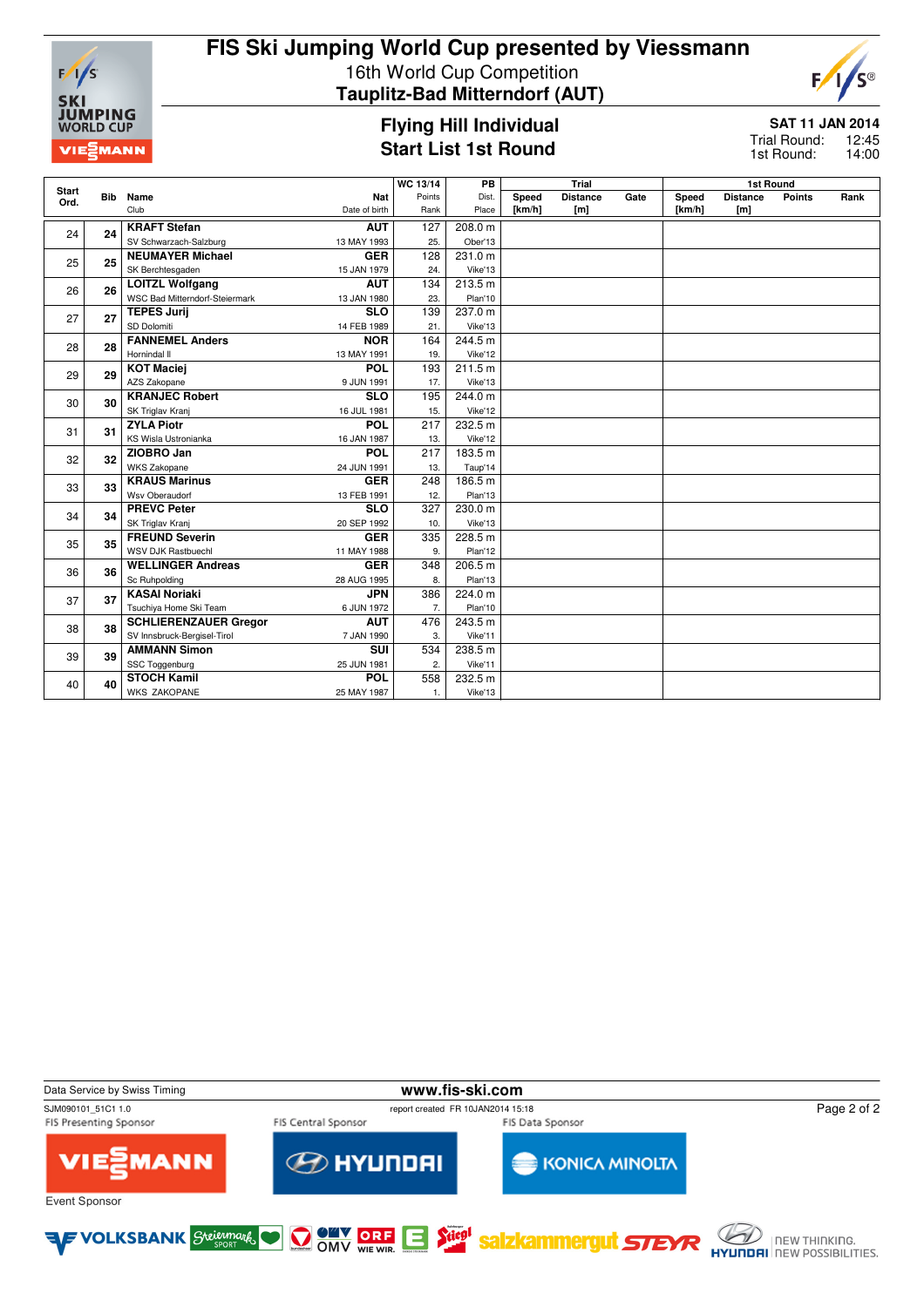# FIS Ski Jumping World Cup presented by Viessmann

16th World Cup Competition

**Tauplitz-Bad Mitterndorf (AUT)**

## Flying Hill Individual
## Start List 1st Round

**SAT 11 JAN 2014**
Trial Round: 12:45
1st Round: 14:00

| Start Ord. | Bib | Name / Club | Nat / Date of birth | WC 13/14 Points / Rank | PB Dist. / Place | Trial Speed [km/h] | Trial Distance [m] | Trial Gate | 1st Round Speed [km/h] | 1st Round Distance [m] | 1st Round Points | 1st Round Rank |
|---|---|---|---|---|---|---|---|---|---|---|---|---|
| 24 | 24 | **KRAFT Stefan** SV Schwarzach-Salzburg | **AUT** 13 MAY 1993 | 127 25. | 208.0 m Ober'13 | | | | | | | |
| 25 | 25 | **NEUMAYER Michael** SK Berchtesgaden | **GER** 15 JAN 1979 | 128 24. | 231.0 m Vike'13 | | | | | | | |
| 26 | 26 | **LOITZL Wolfgang** WSC Bad Mitterndorf-Steiermark | **AUT** 13 JAN 1980 | 134 23. | 213.5 m Plan'10 | | | | | | | |
| 27 | 27 | **TEPES Jurij** SD Dolomiti | **SLO** 14 FEB 1989 | 139 21. | 237.0 m Vike'13 | | | | | | | |
| 28 | 28 | **FANNEMEL Anders** Hornindal Il | **NOR** 13 MAY 1991 | 164 19. | 244.5 m Vike'12 | | | | | | | |
| 29 | 29 | **KOT Maciej** AZS Zakopane | **POL** 9 JUN 1991 | 193 17. | 211.5 m Vike'13 | | | | | | | |
| 30 | 30 | **KRANJEC Robert** SK Triglav Kranj | **SLO** 16 JUL 1981 | 195 15. | 244.0 m Vike'12 | | | | | | | |
| 31 | 31 | **ZYLA Piotr** KS Wisla Ustronianka | **POL** 16 JAN 1987 | 217 13. | 232.5 m Vike'12 | | | | | | | |
| 32 | 32 | **ZIOBRO Jan** WKS Zakopane | **POL** 24 JUN 1991 | 217 13. | 183.5 m Taup'14 | | | | | | | |
| 33 | 33 | **KRAUS Marinus** Wsv Oberaudorf | **GER** 13 FEB 1991 | 248 12. | 186.5 m Plan'13 | | | | | | | |
| 34 | 34 | **PREVC Peter** SK Triglav Kranj | **SLO** 20 SEP 1992 | 327 10. | 230.0 m Vike'13 | | | | | | | |
| 35 | 35 | **FREUND Severin** WSV DJK Rastbuechl | **GER** 11 MAY 1988 | 335 9. | 228.5 m Plan'12 | | | | | | | |
| 36 | 36 | **WELLINGER Andreas** Sc Ruhpolding | **GER** 28 AUG 1995 | 348 8. | 206.5 m Plan'13 | | | | | | | |
| 37 | 37 | **KASAI Noriaki** Tsuchiya Home Ski Team | **JPN** 6 JUN 1972 | 386 7. | 224.0 m Plan'10 | | | | | | | |
| 38 | 38 | **SCHLIERENZAUER Gregor** SV Innsbruck-Bergisel-Tirol | **AUT** 7 JAN 1990 | 476 3. | 243.5 m Vike'11 | | | | | | | |
| 39 | 39 | **AMMANN Simon** SSC Toggenburg | **SUI** 25 JUN 1981 | 534 2. | 238.5 m Vike'11 | | | | | | | |
| 40 | 40 | **STOCH Kamil** WKS ZAKOPANE | **POL** 25 MAY 1987 | 558 1. | 232.5 m Vike'13 | | | | | | | |

Data Service by Swiss Timing

www.fis-ski.com

SJM090101_51C1 1.0

report created FR 10JAN2014 15:18

FIS Presenting Sponsor: VIESSMANN

FIS Central Sponsor: HYUNDAI

FIS Data Sponsor: KONICA MINOLTA

Event Sponsor: VOLKSBANK, Steiermark Sport, OMV, ORF WIE WIR., Stiegl, salzkammergut, STEYR, HYUNDAI NEW THINKING. NEW POSSIBILITIES.